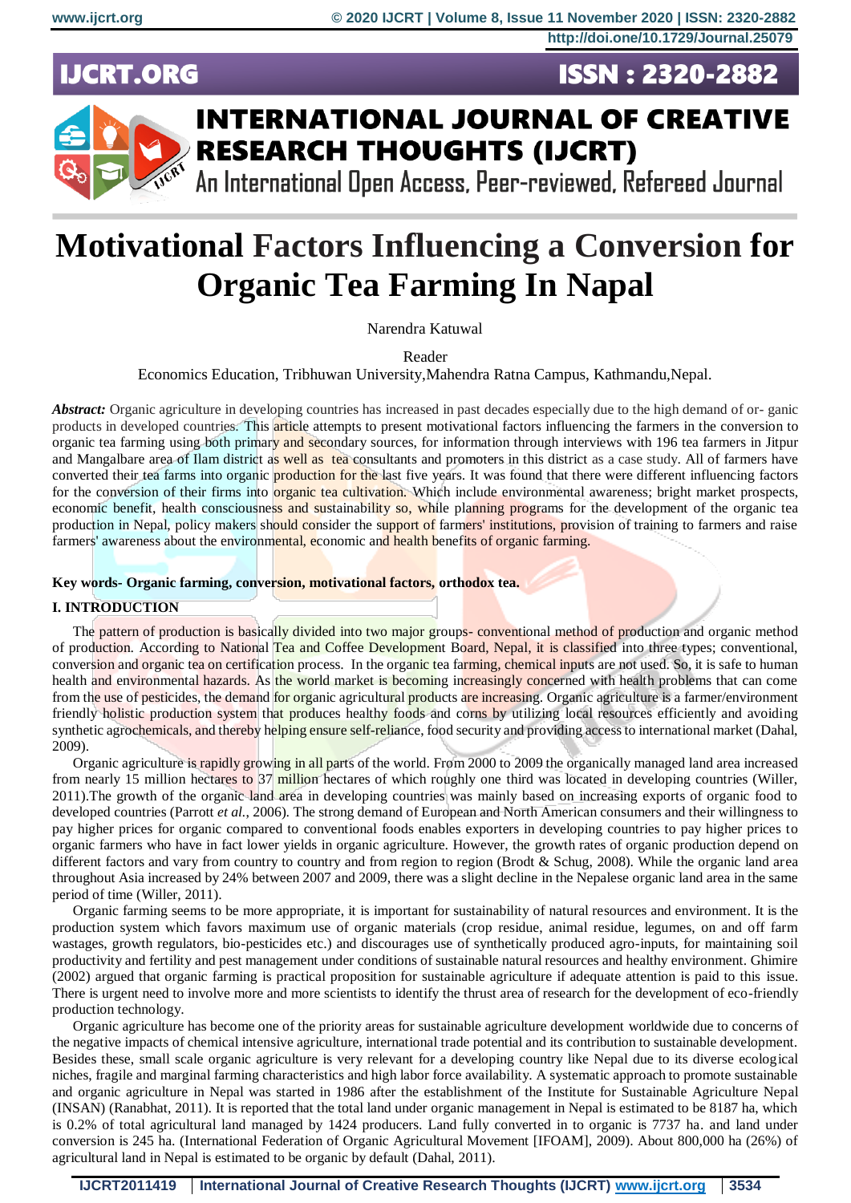# Motivational Factors Influencing a Conversion for Organic Tea Farming In Napal

Narendra Katuwal

Reader

Economics Education, Tribhuwan University,Mahendra Ratna Campus, Kathmandu,Nepal.

***Abstract:*** Organic agriculture in developing countries has increased in past decades especially due to the high demand of or- ganic products in developed countries. This article attempts to present motivational factors influencing the farmers in the conversion to organic tea farming using both primary and secondary sources, for information through interviews with 196 tea farmers in Jitpur and Mangalbare area of Ilam district as well as tea consultants and promoters in this district as a case study. All of farmers have converted their tea farms into organic production for the last five years. It was found that there were different influencing factors for the conversion of their firms into organic tea cultivation. Which include environmental awareness; bright market prospects, economic benefit, health consciousness and sustainability so, while planning programs for the development of the organic tea production in Nepal, policy makers should consider the support of farmers' institutions, provision of training to farmers and raise farmers' awareness about the environmental, economic and health benefits of organic farming.

**Key words- Organic farming, conversion, motivational factors, orthodox tea.**

## I. INTRODUCTION

The pattern of production is basically divided into two major groups- conventional method of production and organic method of production. According to National Tea and Coffee Development Board, Nepal, it is classified into three types; conventional, conversion and organic tea on certification process. In the organic tea farming, chemical inputs are not used. So, it is safe to human health and environmental hazards. As the world market is becoming increasingly concerned with health problems that can come from the use of pesticides, the demand for organic agricultural products are increasing. Organic agriculture is a farmer/environment friendly holistic production system that produces healthy foods and corns by utilizing local resources efficiently and avoiding synthetic agrochemicals, and thereby helping ensure self-reliance, food security and providing access to international market (Dahal, 2009).

Organic agriculture is rapidly growing in all parts of the world. From 2000 to 2009 the organically managed land area increased from nearly 15 million hectares to 37 million hectares of which roughly one third was located in developing countries (Willer, 2011).The growth of the organic land area in developing countries was mainly based on increasing exports of organic food to developed countries (Parrott *et al.*, 2006). The strong demand of European and North American consumers and their willingness to pay higher prices for organic compared to conventional foods enables exporters in developing countries to pay higher prices to organic farmers who have in fact lower yields in organic agriculture. However, the growth rates of organic production depend on different factors and vary from country to country and from region to region (Brodt & Schug, 2008). While the organic land area throughout Asia increased by 24% between 2007 and 2009, there was a slight decline in the Nepalese organic land area in the same period of time (Willer, 2011).

Organic farming seems to be more appropriate, it is important for sustainability of natural resources and environment. It is the production system which favors maximum use of organic materials (crop residue, animal residue, legumes, on and off farm wastages, growth regulators, bio-pesticides etc.) and discourages use of synthetically produced agro-inputs, for maintaining soil productivity and fertility and pest management under conditions of sustainable natural resources and healthy environment. Ghimire (2002) argued that organic farming is practical proposition for sustainable agriculture if adequate attention is paid to this issue. There is urgent need to involve more and more scientists to identify the thrust area of research for the development of eco-friendly production technology.

Organic agriculture has become one of the priority areas for sustainable agriculture development worldwide due to concerns of the negative impacts of chemical intensive agriculture, international trade potential and its contribution to sustainable development. Besides these, small scale organic agriculture is very relevant for a developing country like Nepal due to its diverse ecological niches, fragile and marginal farming characteristics and high labor force availability. A systematic approach to promote sustainable and organic agriculture in Nepal was started in 1986 after the establishment of the Institute for Sustainable Agriculture Nepal (INSAN) (Ranabhat, 2011). It is reported that the total land under organic management in Nepal is estimated to be 8187 ha, which is 0.2% of total agricultural land managed by 1424 producers. Land fully converted in to organic is 7737 ha. and land under conversion is 245 ha. (International Federation of Organic Agricultural Movement [IFOAM], 2009). About 800,000 ha (26%) of agricultural land in Nepal is estimated to be organic by default (Dahal, 2011).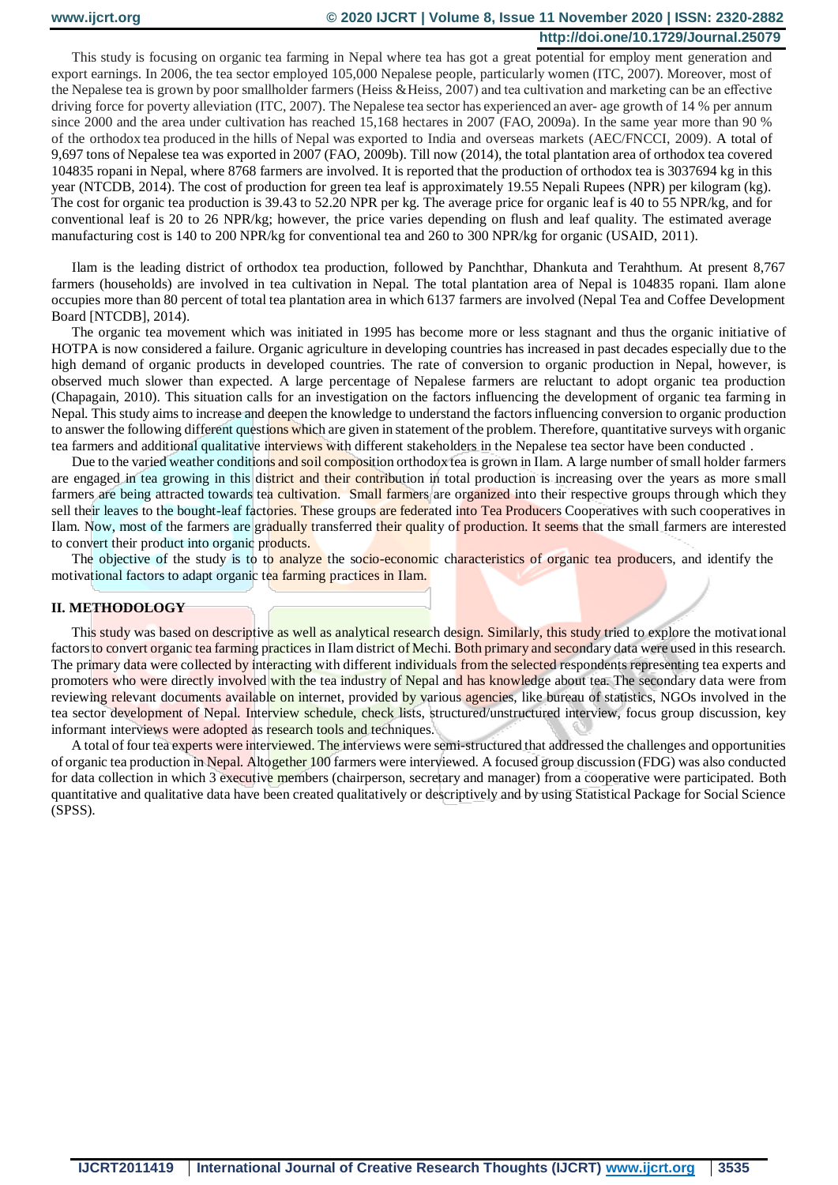This study is focusing on organic tea farming in Nepal where tea has got a great potential for employ ment generation and export earnings. In 2006, the tea sector employed 105,000 Nepalese people, particularly women (ITC, 2007). Moreover, most of the Nepalese tea is grown by poor smallholder farmers (Heiss &Heiss, 2007) and tea cultivation and marketing can be an effective driving force for poverty alleviation (ITC, 2007). The Nepalese tea sector has experienced an aver- age growth of 14 % per annum since 2000 and the area under cultivation has reached 15,168 hectares in 2007 (FAO, 2009a). In the same year more than 90 % of the orthodox tea produced in the hills of Nepal was exported to India and overseas markets (AEC/FNCCI, 2009). A total of 9,697 tons of Nepalese tea was exported in 2007 (FAO, 2009b). Till now (2014), the total plantation area of orthodox tea covered 104835 ropani in Nepal, where 8768 farmers are involved. It is reported that the production of orthodox tea is 3037694 kg in this year (NTCDB, 2014). The cost of production for green tea leaf is approximately 19.55 Nepali Rupees (NPR) per kilogram (kg). The cost for organic tea production is 39.43 to 52.20 NPR per kg. The average price for organic leaf is 40 to 55 NPR/kg, and for conventional leaf is 20 to 26 NPR/kg; however, the price varies depending on flush and leaf quality. The estimated average manufacturing cost is 140 to 200 NPR/kg for conventional tea and 260 to 300 NPR/kg for organic (USAID, 2011).

Ilam is the leading district of orthodox tea production, followed by Panchthar, Dhankuta and Terahthum. At present 8,767 farmers (households) are involved in tea cultivation in Nepal. The total plantation area of Nepal is 104835 ropani. Ilam alone occupies more than 80 percent of total tea plantation area in which 6137 farmers are involved (Nepal Tea and Coffee Development Board [NTCDB], 2014).

The organic tea movement which was initiated in 1995 has become more or less stagnant and thus the organic initiative of HOTPA is now considered a failure. Organic agriculture in developing countries has increased in past decades especially due to the high demand of organic products in developed countries. The rate of conversion to organic production in Nepal, however, is observed much slower than expected. A large percentage of Nepalese farmers are reluctant to adopt organic tea production (Chapagain, 2010). This situation calls for an investigation on the factors influencing the development of organic tea farming in Nepal. This study aims to increase and deepen the knowledge to understand the factors influencing conversion to organic production to answer the following different questions which are given in statement of the problem. Therefore, quantitative surveys with organic tea farmers and additional qualitative interviews with different stakeholders in the Nepalese tea sector have been conducted .

Due to the varied weather conditions and soil composition orthodox tea is grown in Ilam. A large number of small holder farmers are engaged in tea growing in this district and their contribution in total production is increasing over the years as more small farmers are being attracted towards tea cultivation. Small farmers are organized into their respective groups through which they sell their leaves to the bought-leaf factories. These groups are federated into Tea Producers Cooperatives with such cooperatives in Ilam. Now, most of the farmers are gradually transferred their quality of production. It seems that the small farmers are interested to convert their product into organic products.

The objective of the study is to to analyze the socio-economic characteristics of organic tea producers, and identify the motivational factors to adapt organic tea farming practices in Ilam.

## II. METHODOLOGY

This study was based on descriptive as well as analytical research design. Similarly, this study tried to explore the motivational factors to convert organic tea farming practices in Ilam district of Mechi. Both primary and secondary data were used in this research. The primary data were collected by interacting with different individuals from the selected respondents representing tea experts and promoters who were directly involved with the tea industry of Nepal and has knowledge about tea. The secondary data were from reviewing relevant documents available on internet, provided by various agencies, like bureau of statistics, NGOs involved in the tea sector development of Nepal. Interview schedule, check lists, structured/unstructured interview, focus group discussion, key informant interviews were adopted as research tools and techniques.

A total of four tea experts were interviewed. The interviews were semi-structured that addressed the challenges and opportunities of organic tea production in Nepal. Altogether 100 farmers were interviewed. A focused group discussion (FDG) was also conducted for data collection in which 3 executive members (chairperson, secretary and manager) from a cooperative were participated. Both quantitative and qualitative data have been created qualitatively or descriptively and by using Statistical Package for Social Science (SPSS).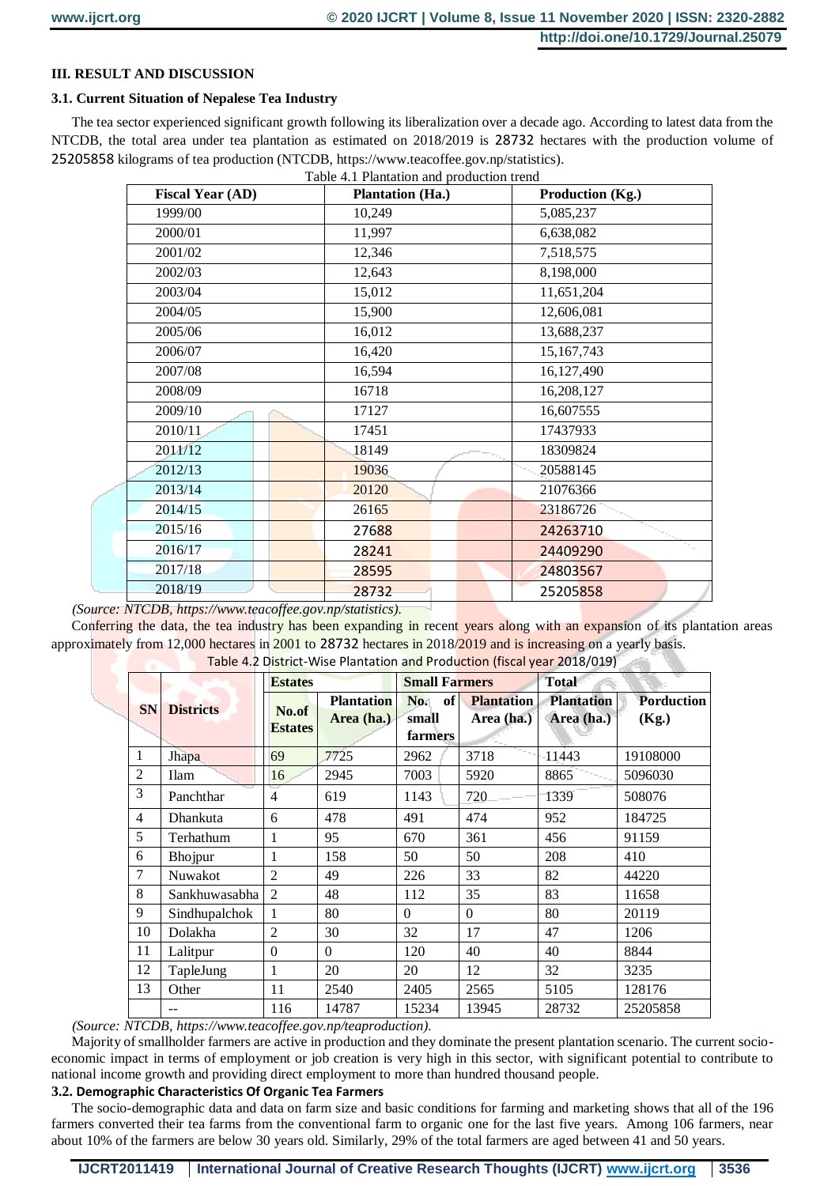## III. RESULT AND DISCUSSION

### 3.1. Current Situation of Nepalese Tea Industry

The tea sector experienced significant growth following its liberalization over a decade ago. According to latest data from the NTCDB, the total area under tea plantation as estimated on 2018/2019 is 28732 hectares with the production volume of 25205858 kilograms of tea production (NTCDB, https://www.teacoffee.gov.np/statistics).

Table 4.1 Plantation and production trend

| Fiscal Year (AD) | Plantation (Ha.) | Production (Kg.) |
|---|---|---|
| 1999/00 | 10,249 | 5,085,237 |
| 2000/01 | 11,997 | 6,638,082 |
| 2001/02 | 12,346 | 7,518,575 |
| 2002/03 | 12,643 | 8,198,000 |
| 2003/04 | 15,012 | 11,651,204 |
| 2004/05 | 15,900 | 12,606,081 |
| 2005/06 | 16,012 | 13,688,237 |
| 2006/07 | 16,420 | 15,167,743 |
| 2007/08 | 16,594 | 16,127,490 |
| 2008/09 | 16718 | 16,208,127 |
| 2009/10 | 17127 | 16,607555 |
| 2010/11 | 17451 | 17437933 |
| 2011/12 | 18149 | 18309824 |
| 2012/13 | 19036 | 20588145 |
| 2013/14 | 20120 | 21076366 |
| 2014/15 | 26165 | 23186726 |
| 2015/16 | 27688 | 24263710 |
| 2016/17 | 28241 | 24409290 |
| 2017/18 | 28595 | 24803567 |
| 2018/19 | 28732 | 25205858 |

*(Source: NTCDB, https://www.teacoffee.gov.np/statistics).*

Conferring the data, the tea industry has been expanding in recent years along with an expansion of its plantation areas approximately from 12,000 hectares in 2001 to 28732 hectares in 2018/2019 and is increasing on a yearly basis.

Table 4.2 District-Wise Plantation and Production (fiscal year 2018/019)

| SN | Districts | Estates | | Small Farmers | | Total | |
|---|---|---|---|---|---|---|---|
| | | No.of Estates | Plantation Area (ha.) | No. of small farmers | Plantation Area (ha.) | Plantation Area (ha.) | Porduction (Kg.) |
| 1 | Jhapa | 69 | 7725 | 2962 | 3718 | 11443 | 19108000 |
| 2 | Ilam | 16 | 2945 | 7003 | 5920 | 8865 | 5096030 |
| 3 | Panchthar | 4 | 619 | 1143 | 720 | 1339 | 508076 |
| 4 | Dhankuta | 6 | 478 | 491 | 474 | 952 | 184725 |
| 5 | Terhathum | 1 | 95 | 670 | 361 | 456 | 91159 |
| 6 | Bhojpur | 1 | 158 | 50 | 50 | 208 | 410 |
| 7 | Nuwakot | 2 | 49 | 226 | 33 | 82 | 44220 |
| 8 | Sankhuwasabha | 2 | 48 | 112 | 35 | 83 | 11658 |
| 9 | Sindhupalchok | 1 | 80 | 0 | 0 | 80 | 20119 |
| 10 | Dolakha | 2 | 30 | 32 | 17 | 47 | 1206 |
| 11 | Lalitpur | 0 | 0 | 120 | 40 | 40 | 8844 |
| 12 | TapleJung | 1 | 20 | 20 | 12 | 32 | 3235 |
| 13 | Other | 11 | 2540 | 2405 | 2565 | 5105 | 128176 |
| | -- | 116 | 14787 | 15234 | 13945 | 28732 | 25205858 |

*(Source: NTCDB, https://www.teacoffee.gov.np/teaproduction).*

Majority of smallholder farmers are active in production and they dominate the present plantation scenario. The current socio-economic impact in terms of employment or job creation is very high in this sector, with significant potential to contribute to national income growth and providing direct employment to more than hundred thousand people.

### 3.2. Demographic Characteristics Of Organic Tea Farmers

The socio-demographic data and data on farm size and basic conditions for farming and marketing shows that all of the 196 farmers converted their tea farms from the conventional farm to organic one for the last five years. Among 106 farmers, near about 10% of the farmers are below 30 years old. Similarly, 29% of the total farmers are aged between 41 and 50 years.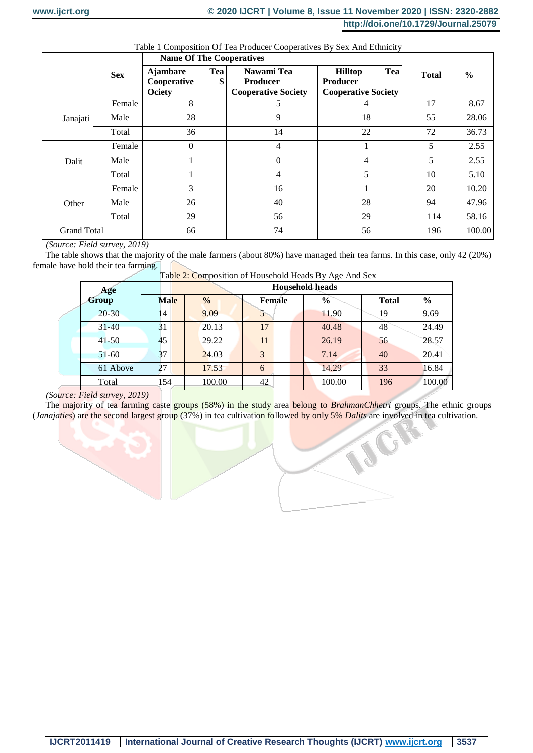Table 1 Composition Of Tea Producer Cooperatives By Sex And Ethnicity

| | Sex | Name Of The Cooperatives | | | Total | % |
|---|---|---|---|---|---|---|
| | | **Ajambare Tea Cooperative Society** | **Nawami Tea Producer Cooperative Society** | **Hilltop Tea Producer Cooperative Society** | | |
| Janajati | Female | 8 | 5 | 4 | 17 | 8.67 |
| | Male | 28 | 9 | 18 | 55 | 28.06 |
| | Total | 36 | 14 | 22 | 72 | 36.73 |
| Dalit | Female | 0 | 4 | 1 | 5 | 2.55 |
| | Male | 1 | 0 | 4 | 5 | 2.55 |
| | Total | 1 | 4 | 5 | 10 | 5.10 |
| Other | Female | 3 | 16 | 1 | 20 | 10.20 |
| | Male | 26 | 40 | 28 | 94 | 47.96 |
| | Total | 29 | 56 | 29 | 114 | 58.16 |
| Grand Total | | 66 | 74 | 56 | 196 | 100.00 |

*(Source: Field survey, 2019)*

The table shows that the majority of the male farmers (about 80%) have managed their tea farms. In this case, only 42 (20%) female have hold their tea farming.

Table 2: Composition of Household Heads By Age And Sex

| Age Group | Household heads | | | | | |
|---|---|---|---|---|---|---|
| | **Male** | **%** | **Female** | **%** | **Total** | **%** |
| 20-30 | 14 | 9.09 | 5 | 11.90 | 19 | 9.69 |
| 31-40 | 31 | 20.13 | 17 | 40.48 | 48 | 24.49 |
| 41-50 | 45 | 29.22 | 11 | 26.19 | 56 | 28.57 |
| 51-60 | 37 | 24.03 | 3 | 7.14 | 40 | 20.41 |
| 61 Above | 27 | 17.53 | 6 | 14.29 | 33 | 16.84 |
| Total | 154 | 100.00 | 42 | 100.00 | 196 | 100.00 |

*(Source: Field survey, 2019)*

The majority of tea farming caste groups (58%) in the study area belong to *BrahmanChhetri* groups. The ethnic groups (*Janajaties*) are the second largest group (37%) in tea cultivation followed by only 5% *Dalits* are involved in tea cultivation.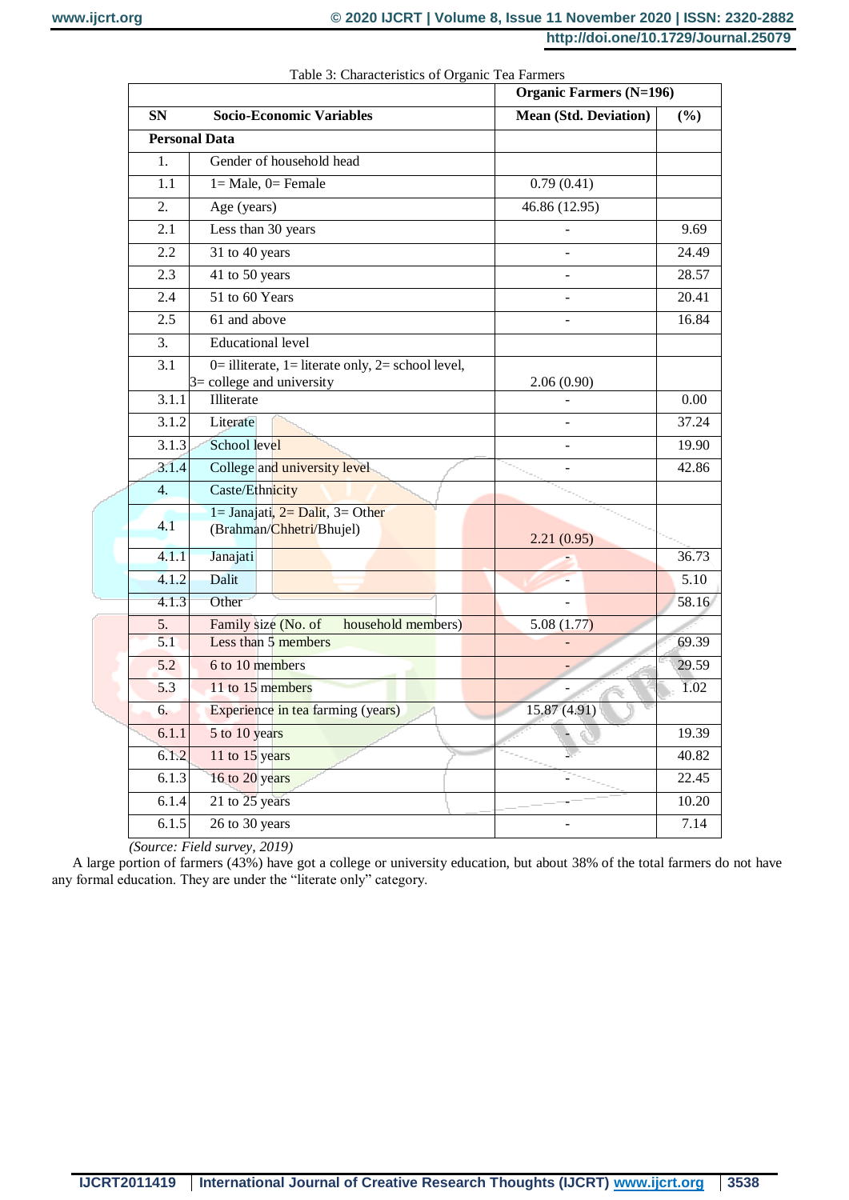Table 3: Characteristics of Organic Tea Farmers

| SN | Socio-Economic Variables | Organic Farmers (N=196) Mean (Std. Deviation) | (%) |
|---|---|---|---|
| **Personal Data** | | | |
| 1. | Gender of household head | | |
| 1.1 | 1= Male, 0= Female | 0.79 (0.41) | |
| 2. | Age (years) | 46.86 (12.95) | |
| 2.1 | Less than 30 years | - | 9.69 |
| 2.2 | 31 to 40 years | - | 24.49 |
| 2.3 | 41 to 50 years | - | 28.57 |
| 2.4 | 51 to 60 Years | - | 20.41 |
| 2.5 | 61 and above | - | 16.84 |
| 3. | Educational level | | |
| 3.1 | 0= illiterate, 1= literate only, 2= school level, 3= college and university | 2.06 (0.90) | |
| 3.1.1 | Illiterate | - | 0.00 |
| 3.1.2 | Literate | - | 37.24 |
| 3.1.3 | School level | - | 19.90 |
| 3.1.4 | College and university level | - | 42.86 |
| 4. | Caste/Ethnicity | | |
| 4.1 | 1= Janajati, 2= Dalit, 3= Other (Brahman/Chhetri/Bhujel) | 2.21 (0.95) | |
| 4.1.1 | Janajati | - | 36.73 |
| 4.1.2 | Dalit | - | 5.10 |
| 4.1.3 | Other | - | 58.16 |
| 5. | Family size (No. of household members) | 5.08 (1.77) | |
| 5.1 | Less than 5 members | - | 69.39 |
| 5.2 | 6 to 10 members | - | 29.59 |
| 5.3 | 11 to 15 members | - | 1.02 |
| 6. | Experience in tea farming (years) | 15.87 (4.91) | |
| 6.1.1 | 5 to 10 years | - | 19.39 |
| 6.1.2 | 11 to 15 years | - | 40.82 |
| 6.1.3 | 16 to 20 years | - | 22.45 |
| 6.1.4 | 21 to 25 years | - | 10.20 |
| 6.1.5 | 26 to 30 years | - | 7.14 |

*(Source: Field survey, 2019)*

A large portion of farmers (43%) have got a college or university education, but about 38% of the total farmers do not have any formal education. They are under the "literate only" category.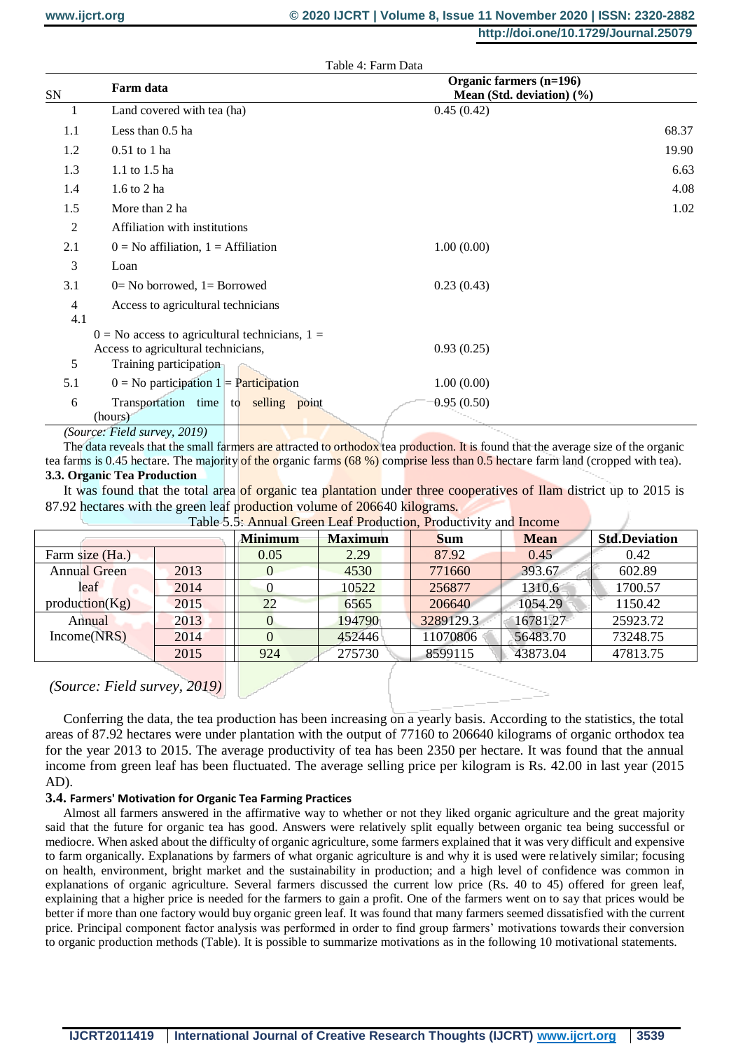Table 4: Farm Data

| SN | Farm data | Organic farmers (n=196) Mean (Std. deviation) (%) | |
|---|---|---|---|
| 1 | Land covered with tea (ha) | 0.45 (0.42) | |
| 1.1 | Less than 0.5 ha | | 68.37 |
| 1.2 | 0.51 to 1 ha | | 19.90 |
| 1.3 | 1.1 to 1.5 ha | | 6.63 |
| 1.4 | 1.6 to 2 ha | | 4.08 |
| 1.5 | More than 2 ha | | 1.02 |
| 2 | Affiliation with institutions | | |
| 2.1 | 0 = No affiliation, 1 = Affiliation | 1.00 (0.00) | |
| 3 | Loan | | |
| 3.1 | 0= No borrowed, 1= Borrowed | 0.23 (0.43) | |
| 4 | Access to agricultural technicians | | |
| 4.1 | 0 = No access to agricultural technicians, 1 = Access to agricultural technicians, | 0.93 (0.25) | |
| 5 | Training participation | | |
| 5.1 | 0 = No participation 1 = Participation | 1.00 (0.00) | |
| 6 | Transportation time to selling point (hours) | 0.95 (0.50) | |

*(Source: Field survey, 2019)*

The data reveals that the small farmers are attracted to orthodox tea production. It is found that the average size of the organic tea farms is 0.45 hectare. The majority of the organic farms (68 %) comprise less than 0.5 hectare farm land (cropped with tea).

### 3.3. Organic Tea Production

It was found that the total area of organic tea plantation under three cooperatives of Ilam district up to 2015 is 87.92 hectares with the green leaf production volume of 206640 kilograms.

Table 5.5: Annual Green Leaf Production, Productivity and Income

| | | Minimum | Maximum | Sum | Mean | Std.Deviation |
|---|---|---|---|---|---|---|
| Farm size (Ha.) | | 0.05 | 2.29 | 87.92 | 0.45 | 0.42 |
| Annual Green leaf production(Kg) | 2013 | 0 | 4530 | 771660 | 393.67 | 602.89 |
| | 2014 | 0 | 10522 | 256877 | 1310.6 | 1700.57 |
| | 2015 | 22 | 6565 | 206640 | 1054.29 | 1150.42 |
| Annual Income(NRS) | 2013 | 0 | 194790 | 3289129.3 | 16781.27 | 25923.72 |
| | 2014 | 0 | 452446 | 11070806 | 56483.70 | 73248.75 |
| | 2015 | 924 | 275730 | 8599115 | 43873.04 | 47813.75 |

*(Source: Field survey, 2019)*

Conferring the data, the tea production has been increasing on a yearly basis. According to the statistics, the total areas of 87.92 hectares were under plantation with the output of 77160 to 206640 kilograms of organic orthodox tea for the year 2013 to 2015. The average productivity of tea has been 2350 per hectare. It was found that the annual income from green leaf has been fluctuated. The average selling price per kilogram is Rs. 42.00 in last year (2015 AD).

### 3.4. Farmers' Motivation for Organic Tea Farming Practices

Almost all farmers answered in the affirmative way to whether or not they liked organic agriculture and the great majority said that the future for organic tea has good. Answers were relatively split equally between organic tea being successful or mediocre. When asked about the difficulty of organic agriculture, some farmers explained that it was very difficult and expensive to farm organically. Explanations by farmers of what organic agriculture is and why it is used were relatively similar; focusing on health, environment, bright market and the sustainability in production; and a high level of confidence was common in explanations of organic agriculture. Several farmers discussed the current low price (Rs. 40 to 45) offered for green leaf, explaining that a higher price is needed for the farmers to gain a profit. One of the farmers went on to say that prices would be better if more than one factory would buy organic green leaf. It was found that many farmers seemed dissatisfied with the current price. Principal component factor analysis was performed in order to find group farmers' motivations towards their conversion to organic production methods (Table). It is possible to summarize motivations as in the following 10 motivational statements.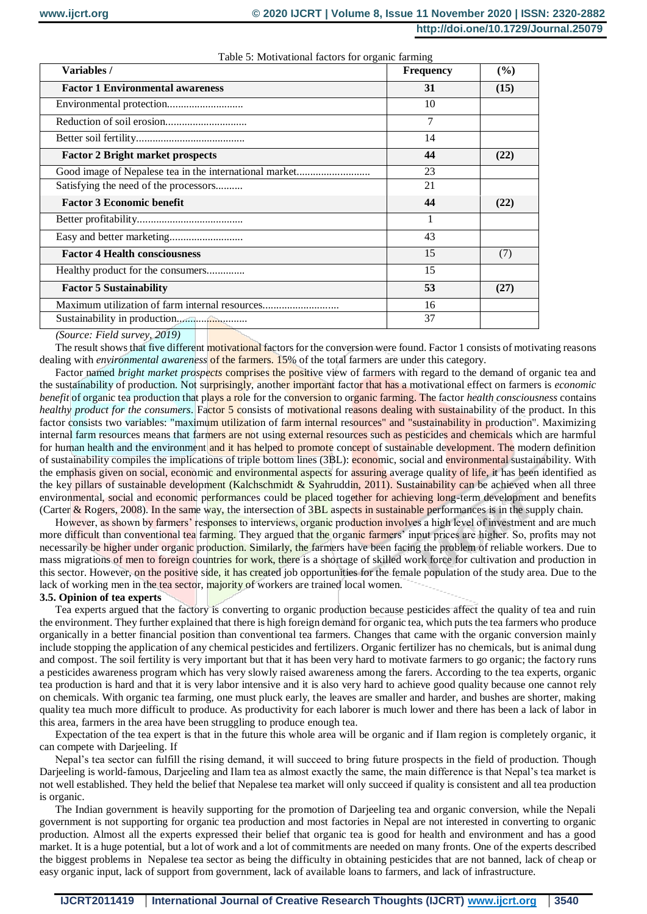Table 5: Motivational factors for organic farming

| Variables / | Frequency | (%) |
|---|---|---|
| **Factor 1 Environmental awareness** | **31** | **(15)** |
| Environmental protection............................ | 10 | |
| Reduction of soil erosion.............................. | 7 | |
| Better soil fertility........................................ | 14 | |
| **Factor 2 Bright market prospects** | **44** | **(22)** |
| Good image of Nepalese tea in the international market........................... | 23 | |
| Satisfying the need of the processors.......... | 21 | |
| **Factor 3 Economic benefit** | **44** | **(22)** |
| Better profitability....................................... | 1 | |
| Easy and better marketing........................... | 43 | |
| **Factor 4 Health consciousness** | 15 | (7) |
| Healthy product for the consumers.............. | 15 | |
| **Factor 5 Sustainability** | **53** | **(27)** |
| Maximum utilization of farm internal resources............................ | 16 | |
| Sustainability in production.......................... | 37 | |

*(Source: Field survey, 2019)*

The result shows that five different motivational factors for the conversion were found. Factor 1 consists of motivating reasons dealing with *environmental awareness* of the farmers. 15% of the total farmers are under this category.

Factor named *bright market prospects* comprises the positive view of farmers with regard to the demand of organic tea and the sustainability of production. Not surprisingly, another important factor that has a motivational effect on farmers is *economic benefit* of organic tea production that plays a role for the conversion to organic farming. The factor *health consciousness* contains *healthy product for the consumers*. Factor 5 consists of motivational reasons dealing with sustainability of the product. In this factor consists two variables: "maximum utilization of farm internal resources" and "sustainability in production". Maximizing internal farm resources means that farmers are not using external resources such as pesticides and chemicals which are harmful for human health and the environment and it has helped to promote concept of sustainable development. The modern definition of sustainability compiles the implications of triple bottom lines (3BL): economic, social and environmental sustainability. With the emphasis given on social, economic and environmental aspects for assuring average quality of life, it has been identified as the key pillars of sustainable development (Kalchschmidt & Syahruddin, 2011). Sustainability can be achieved when all three environmental, social and economic performances could be placed together for achieving long-term development and benefits (Carter & Rogers, 2008). In the same way, the intersection of 3BL aspects in sustainable performances is in the supply chain.

However, as shown by farmers' responses to interviews, organic production involves a high level of investment and are much more difficult than conventional tea farming. They argued that the organic farmers' input prices are higher. So, profits may not necessarily be higher under organic production. Similarly, the farmers have been facing the problem of reliable workers. Due to mass migrations of men to foreign countries for work, there is a shortage of skilled work force for cultivation and production in this sector. However, on the positive side, it has created job opportunities for the female population of the study area. Due to the lack of working men in the tea sector, majority of workers are trained local women.

**3.5. Opinion of tea experts**

Tea experts argued that the factory is converting to organic production because pesticides affect the quality of tea and ruin the environment. They further explained that there is high foreign demand for organic tea, which puts the tea farmers who produce organically in a better financial position than conventional tea farmers. Changes that came with the organic conversion mainly include stopping the application of any chemical pesticides and fertilizers. Organic fertilizer has no chemicals, but is animal dung and compost. The soil fertility is very important but that it has been very hard to motivate farmers to go organic; the factory runs a pesticides awareness program which has very slowly raised awareness among the farers. According to the tea experts, organic tea production is hard and that it is very labor intensive and it is also very hard to achieve good quality because one cannot rely on chemicals. With organic tea farming, one must pluck early, the leaves are smaller and harder, and bushes are shorter, making quality tea much more difficult to produce. As productivity for each laborer is much lower and there has been a lack of labor in this area, farmers in the area have been struggling to produce enough tea.

Expectation of the tea expert is that in the future this whole area will be organic and if Ilam region is completely organic, it can compete with Darjeeling. If

Nepal's tea sector can fulfill the rising demand, it will succeed to bring future prospects in the field of production. Though Darjeeling is world-famous, Darjeeling and Ilam tea as almost exactly the same, the main difference is that Nepal's tea market is not well established. They held the belief that Nepalese tea market will only succeed if quality is consistent and all tea production is organic.

The Indian government is heavily supporting for the promotion of Darjeeling tea and organic conversion, while the Nepali government is not supporting for organic tea production and most factories in Nepal are not interested in converting to organic production. Almost all the experts expressed their belief that organic tea is good for health and environment and has a good market. It is a huge potential, but a lot of work and a lot of commitments are needed on many fronts. One of the experts described the biggest problems in Nepalese tea sector as being the difficulty in obtaining pesticides that are not banned, lack of cheap or easy organic input, lack of support from government, lack of available loans to farmers, and lack of infrastructure.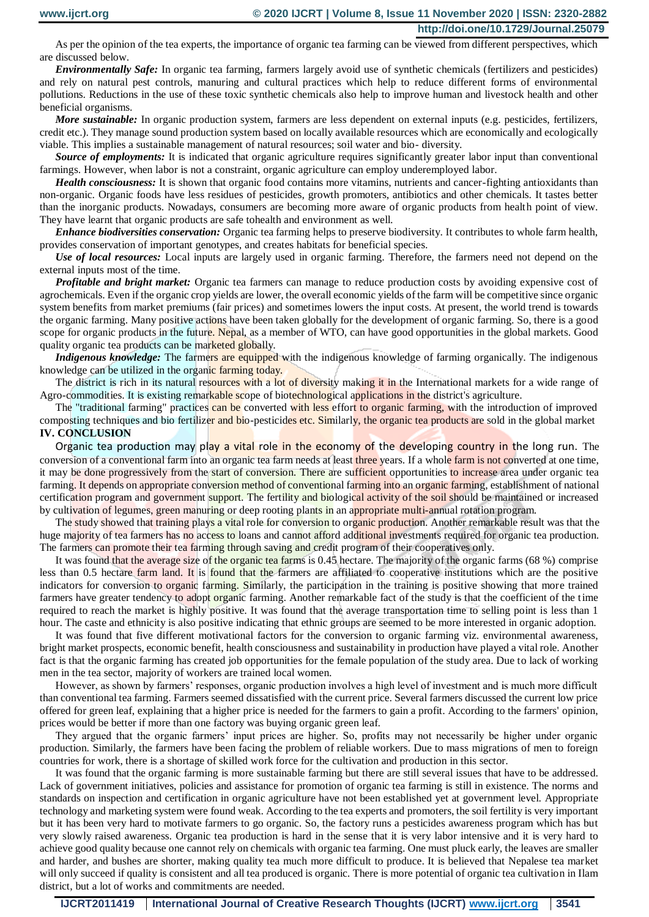As per the opinion of the tea experts, the importance of organic tea farming can be viewed from different perspectives, which are discussed below.

***Environmentally Safe:*** In organic tea farming, farmers largely avoid use of synthetic chemicals (fertilizers and pesticides) and rely on natural pest controls, manuring and cultural practices which help to reduce different forms of environmental pollutions. Reductions in the use of these toxic synthetic chemicals also help to improve human and livestock health and other beneficial organisms.

***More sustainable:*** In organic production system, farmers are less dependent on external inputs (e.g. pesticides, fertilizers, credit etc.). They manage sound production system based on locally available resources which are economically and ecologically viable. This implies a sustainable management of natural resources; soil water and bio- diversity.

***Source of employments:*** It is indicated that organic agriculture requires significantly greater labor input than conventional farmings. However, when labor is not a constraint, organic agriculture can employ underemployed labor.

***Health consciousness:*** It is shown that organic food contains more vitamins, nutrients and cancer-fighting antioxidants than non-organic. Organic foods have less residues of pesticides, growth promoters, antibiotics and other chemicals. It tastes better than the inorganic products. Nowadays, consumers are becoming more aware of organic products from health point of view. They have learnt that organic products are safe tohealth and environment as well.

***Enhance biodiversities conservation:*** Organic tea farming helps to preserve biodiversity. It contributes to whole farm health, provides conservation of important genotypes, and creates habitats for beneficial species.

***Use of local resources:*** Local inputs are largely used in organic farming. Therefore, the farmers need not depend on the external inputs most of the time.

***Profitable and bright market:*** Organic tea farmers can manage to reduce production costs by avoiding expensive cost of agrochemicals. Even if the organic crop yields are lower, the overall economic yields of the farm will be competitive since organic system benefits from market premiums (fair prices) and sometimes lowers the input costs. At present, the world trend is towards the organic farming. Many positive actions have been taken globally for the development of organic farming. So, there is a good scope for organic products in the future. Nepal, as a member of WTO, can have good opportunities in the global markets. Good quality organic tea products can be marketed globally.

***Indigenous knowledge:*** The farmers are equipped with the indigenous knowledge of farming organically. The indigenous knowledge can be utilized in the organic farming today.

The district is rich in its natural resources with a lot of diversity making it in the International markets for a wide range of Agro-commodities. It is existing remarkable scope of biotechnological applications in the district's agriculture.

The "traditional farming" practices can be converted with less effort to organic farming, with the introduction of improved composting techniques and bio fertilizer and bio-pesticides etc. Similarly, the organic tea products are sold in the global market

## IV. CONCLUSION

Organic tea production may play a vital role in the economy of the developing country in the long run. The conversion of a conventional farm into an organic tea farm needs at least three years. If a whole farm is not converted at one time, it may be done progressively from the start of conversion. There are sufficient opportunities to increase area under organic tea farming. It depends on appropriate conversion method of conventional farming into an organic farming, establishment of national certification program and government support. The fertility and biological activity of the soil should be maintained or increased by cultivation of legumes, green manuring or deep rooting plants in an appropriate multi-annual rotation program.

The study showed that training plays a vital role for conversion to organic production. Another remarkable result was that the huge majority of tea farmers has no access to loans and cannot afford additional investments required for organic tea production. The farmers can promote their tea farming through saving and credit program of their cooperatives only.

It was found that the average size of the organic tea farms is 0.45 hectare. The majority of the organic farms (68 %) comprise less than 0.5 hectare farm land. It is found that the farmers are affiliated to cooperative institutions which are the positive indicators for conversion to organic farming. Similarly, the participation in the training is positive showing that more trained farmers have greater tendency to adopt organic farming. Another remarkable fact of the study is that the coefficient of the time required to reach the market is highly positive. It was found that the average transportation time to selling point is less than 1 hour. The caste and ethnicity is also positive indicating that ethnic groups are seemed to be more interested in organic adoption.

It was found that five different motivational factors for the conversion to organic farming viz. environmental awareness, bright market prospects, economic benefit, health consciousness and sustainability in production have played a vital role. Another fact is that the organic farming has created job opportunities for the female population of the study area. Due to lack of working men in the tea sector, majority of workers are trained local women.

However, as shown by farmers' responses, organic production involves a high level of investment and is much more difficult than conventional tea farming. Farmers seemed dissatisfied with the current price. Several farmers discussed the current low price offered for green leaf, explaining that a higher price is needed for the farmers to gain a profit. According to the farmers' opinion, prices would be better if more than one factory was buying organic green leaf.

They argued that the organic farmers' input prices are higher. So, profits may not necessarily be higher under organic production. Similarly, the farmers have been facing the problem of reliable workers. Due to mass migrations of men to foreign countries for work, there is a shortage of skilled work force for the cultivation and production in this sector.

It was found that the organic farming is more sustainable farming but there are still several issues that have to be addressed. Lack of government initiatives, policies and assistance for promotion of organic tea farming is still in existence. The norms and standards on inspection and certification in organic agriculture have not been established yet at government level. Appropriate technology and marketing system were found weak. According to the tea experts and promoters, the soil fertility is very important but it has been very hard to motivate farmers to go organic. So, the factory runs a pesticides awareness program which has but very slowly raised awareness. Organic tea production is hard in the sense that it is very labor intensive and it is very hard to achieve good quality because one cannot rely on chemicals with organic tea farming. One must pluck early, the leaves are smaller and harder, and bushes are shorter, making quality tea much more difficult to produce. It is believed that Nepalese tea market will only succeed if quality is consistent and all tea produced is organic. There is more potential of organic tea cultivation in Ilam district, but a lot of works and commitments are needed.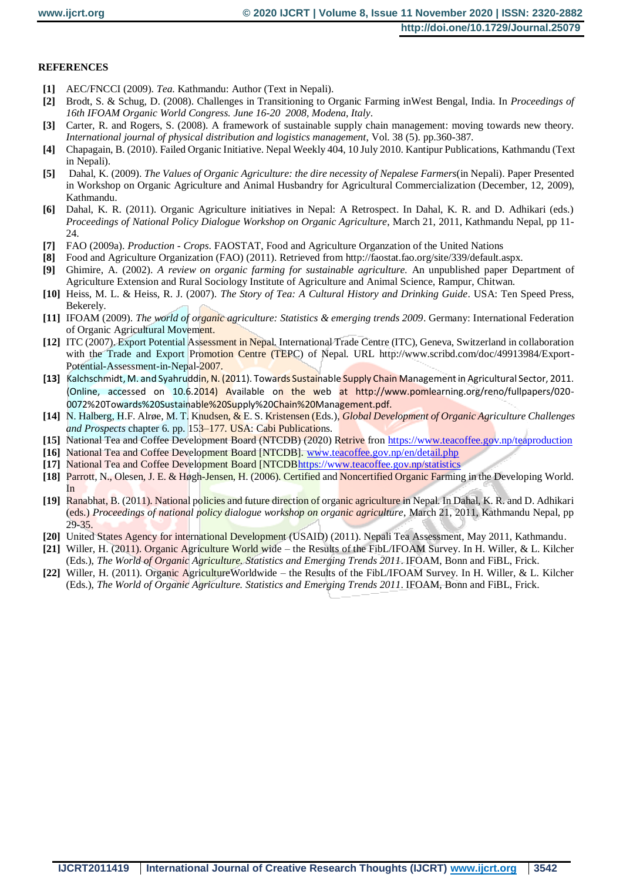**REFERENCES**

**[1]** AEC/FNCCI (2009). *Tea.* Kathmandu: Author (Text in Nepali).

**[2]** Brodt, S. & Schug, D. (2008). Challenges in Transitioning to Organic Farming inWest Bengal, India. In *Proceedings of 16th IFOAM Organic World Congress. June 16-20 2008, Modena, Italy*.

**[3]** Carter, R. and Rogers, S. (2008). A framework of sustainable supply chain management: moving towards new theory. *International journal of physical distribution and logistics management*, Vol. 38 (5). pp.360-387.

**[4]** Chapagain, B. (2010). Failed Organic Initiative. Nepal Weekly 404, 10 July 2010. Kantipur Publications, Kathmandu (Text in Nepali).

**[5]** Dahal, K. (2009). *The Values of Organic Agriculture: the dire necessity of Nepalese Farmers*(in Nepali). Paper Presented in Workshop on Organic Agriculture and Animal Husbandry for Agricultural Commercialization (December, 12, 2009), Kathmandu.

**[6]** Dahal, K. R. (2011). Organic Agriculture initiatives in Nepal: A Retrospect. In Dahal, K. R. and D. Adhikari (eds.) *Proceedings of National Policy Dialogue Workshop on Organic Agriculture*, March 21, 2011, Kathmandu Nepal, pp 11-24.

**[7]** FAO (2009a). *Production - Crops*. FAOSTAT, Food and Agriculture Organzation of the United Nations

**[8]** Food and Agriculture Organization (FAO) (2011). Retrieved from http://faostat.fao.org/site/339/default.aspx.

**[9]** Ghimire, A. (2002). *A review on organic farming for sustainable agriculture.* An unpublished paper Department of Agriculture Extension and Rural Sociology Institute of Agriculture and Animal Science, Rampur, Chitwan.

**[10]** Heiss, M. L. & Heiss, R. J. (2007). *The Story of Tea: A Cultural History and Drinking Guide*. USA: Ten Speed Press, Bekerely.

**[11]** IFOAM (2009). *The world of organic agriculture: Statistics & emerging trends 2009*. Germany: International Federation of Organic Agricultural Movement.

**[12]** ITC (2007). Export Potential Assessment in Nepal. International Trade Centre (ITC), Geneva, Switzerland in collaboration with the Trade and Export Promotion Centre (TEPC) of Nepal. URL http://www.scribd.com/doc/49913984/Export-Potential-Assessment-in-Nepal-2007.

**[13]** Kalchschmidt, M. and Syahruddin, N. (2011). Towards Sustainable Supply Chain Management in Agricultural Sector, 2011. (Online, accessed on 10.6.2014) Available on the web at http://www.pomlearning.org/reno/fullpapers/020-0072%20Towards%20Sustainable%20Supply%20Chain%20Management.pdf.

**[14]** N. Halberg, H.F. Alrøe, M. T. Knudsen, & E. S. Kristensen (Eds.), *Global Development of Organic Agriculture Challenges and Prospects* chapter 6. pp. 153–177. USA: Cabi Publications.

**[15]** National Tea and Coffee Development Board (NTCDB) (2020) Retrive fron https://www.teacoffee.gov.np/teaproduction

**[16]** National Tea and Coffee Development Board [NTCDB]. www.teacoffee.gov.np/en/detail.php

**[17]** National Tea and Coffee Development Board [NTCDBhttps://www.teacoffee.gov.np/statistics

**[18]** Parrott, N., Olesen, J. E. & Høgh-Jensen, H. (2006). Certified and Noncertified Organic Farming in the Developing World. In

**[19]** Ranabhat, B. (2011). National policies and future direction of organic agriculture in Nepal. In Dahal, K. R. and D. Adhikari (eds.) *Proceedings of national policy dialogue workshop on organic agriculture*, March 21, 2011, Kathmandu Nepal, pp 29-35.

**[20]** United States Agency for international Development (USAID) (2011). Nepali Tea Assessment, May 2011, Kathmandu.

**[21]** Willer, H. (2011). Organic Agriculture World wide – the Results of the FibL/IFOAM Survey. In H. Willer, & L. Kilcher (Eds.), *The World of Organic Agriculture. Statistics and Emerging Trends 2011*. IFOAM, Bonn and FiBL, Frick.

**[22]** Willer, H. (2011). Organic AgricultureWorldwide – the Results of the FibL/IFOAM Survey. In H. Willer, & L. Kilcher (Eds.), *The World of Organic Agriculture. Statistics and Emerging Trends 2011*. IFOAM, Bonn and FiBL, Frick.